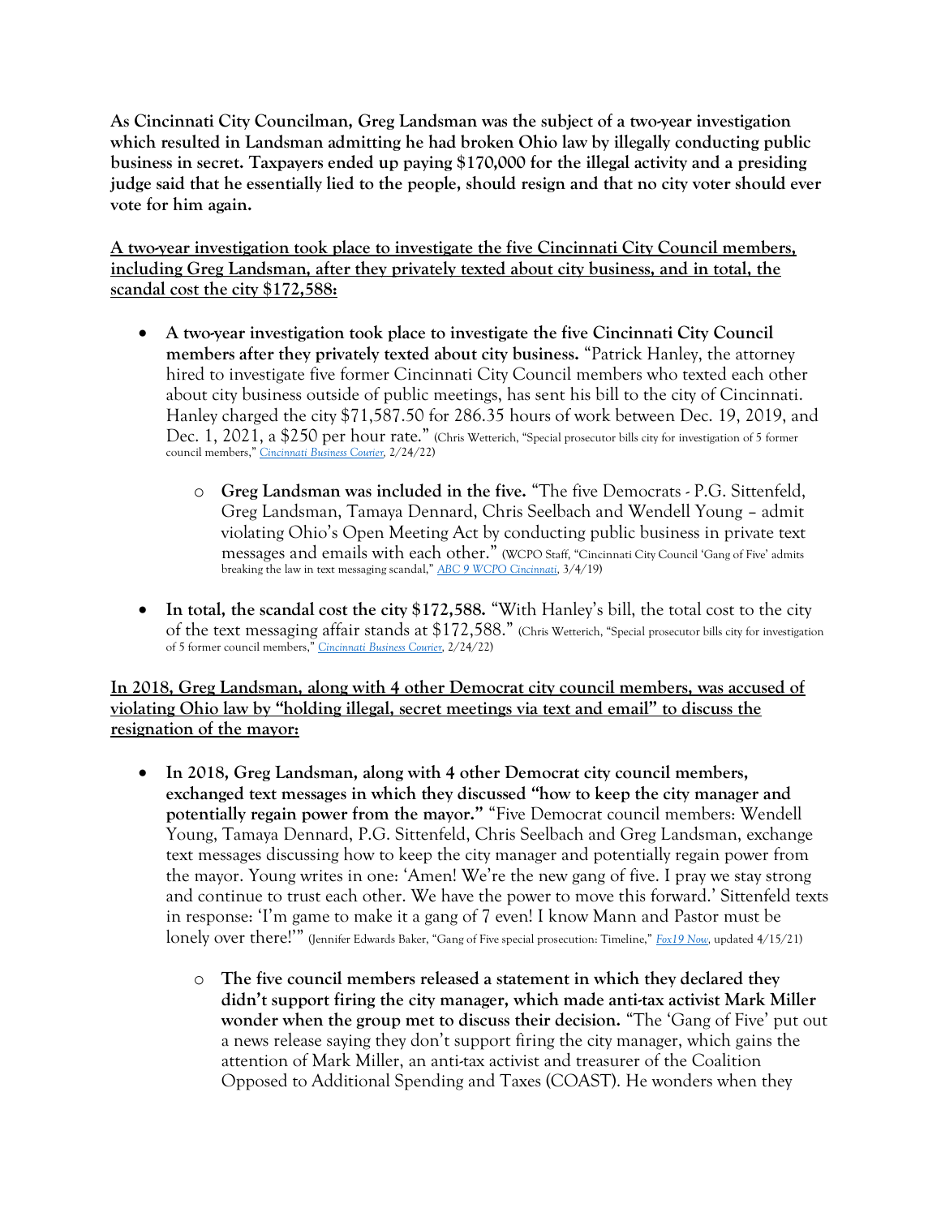**As Cincinnati City Councilman, Greg Landsman was the subject of a two-year investigation which resulted in Landsman admitting he had broken Ohio law by illegally conducting public business in secret. Taxpayers ended up paying $170,000 for the illegal activity and a presiding judge said that he essentially lied to the people, should resign and that no city voter should ever vote for him again.**

**A two-year investigation took place to investigate the five Cincinnati City Council members, including Greg Landsman, after they privately texted about city business, and in total, the scandal cost the city $172,588:**

- **A two-year investigation took place to investigate the five Cincinnati City Council members after they privately texted about city business.** "Patrick Hanley, the attorney hired to investigate five former Cincinnati City Council members who texted each other about city business outside of public meetings, has sent his bill to the city of Cincinnati. Hanley charged the city $71,587.50 for 286.35 hours of work between Dec. 19, 2019, and Dec. 1, 2021, a $250 per hour rate." (Chris Wetterich, "Special prosecutor bills city for investigation of 5 former council members," *Cincinnati Business Courier*, 2/24/22)
    - **Greg Landsman was included in the five.** "The five Democrats - P.G. Sittenfeld, Greg Landsman, Tamaya Dennard, Chris Seelbach and Wendell Young – admit violating Ohio's Open Meeting Act by conducting public business in private text messages and emails with each other." (WCPO Staff, "Cincinnati City Council 'Gang of Five' admits breaking the law in text messaging scandal," *ABC 9 WCPO Cincinnati*, 3/4/19)
- **In total, the scandal cost the city $172,588.** "With Hanley's bill, the total cost to the city of the text messaging affair stands at $172,588." (Chris Wetterich, "Special prosecutor bills city for investigation of 5 former council members," *Cincinnati Business Courier*, 2/24/22)

**In 2018, Greg Landsman, along with 4 other Democrat city council members, was accused of violating Ohio law by "holding illegal, secret meetings via text and email" to discuss the resignation of the mayor:**

- **In 2018, Greg Landsman, along with 4 other Democrat city council members, exchanged text messages in which they discussed "how to keep the city manager and potentially regain power from the mayor."** "Five Democrat council members: Wendell Young, Tamaya Dennard, P.G. Sittenfeld, Chris Seelbach and Greg Landsman, exchange text messages discussing how to keep the city manager and potentially regain power from the mayor. Young writes in one: 'Amen! We're the new gang of five. I pray we stay strong and continue to trust each other. We have the power to move this forward.' Sittenfeld texts in response: 'I'm game to make it a gang of 7 even! I know Mann and Pastor must be lonely over there!'" (Jennifer Edwards Baker, "Gang of Five special prosecution: Timeline," *Fox19 Now*, updated 4/15/21)
    - **The five council members released a statement in which they declared they didn't support firing the city manager, which made anti-tax activist Mark Miller wonder when the group met to discuss their decision.** "The 'Gang of Five' put out a news release saying they don't support firing the city manager, which gains the attention of Mark Miller, an anti-tax activist and treasurer of the Coalition Opposed to Additional Spending and Taxes (COAST). He wonders when they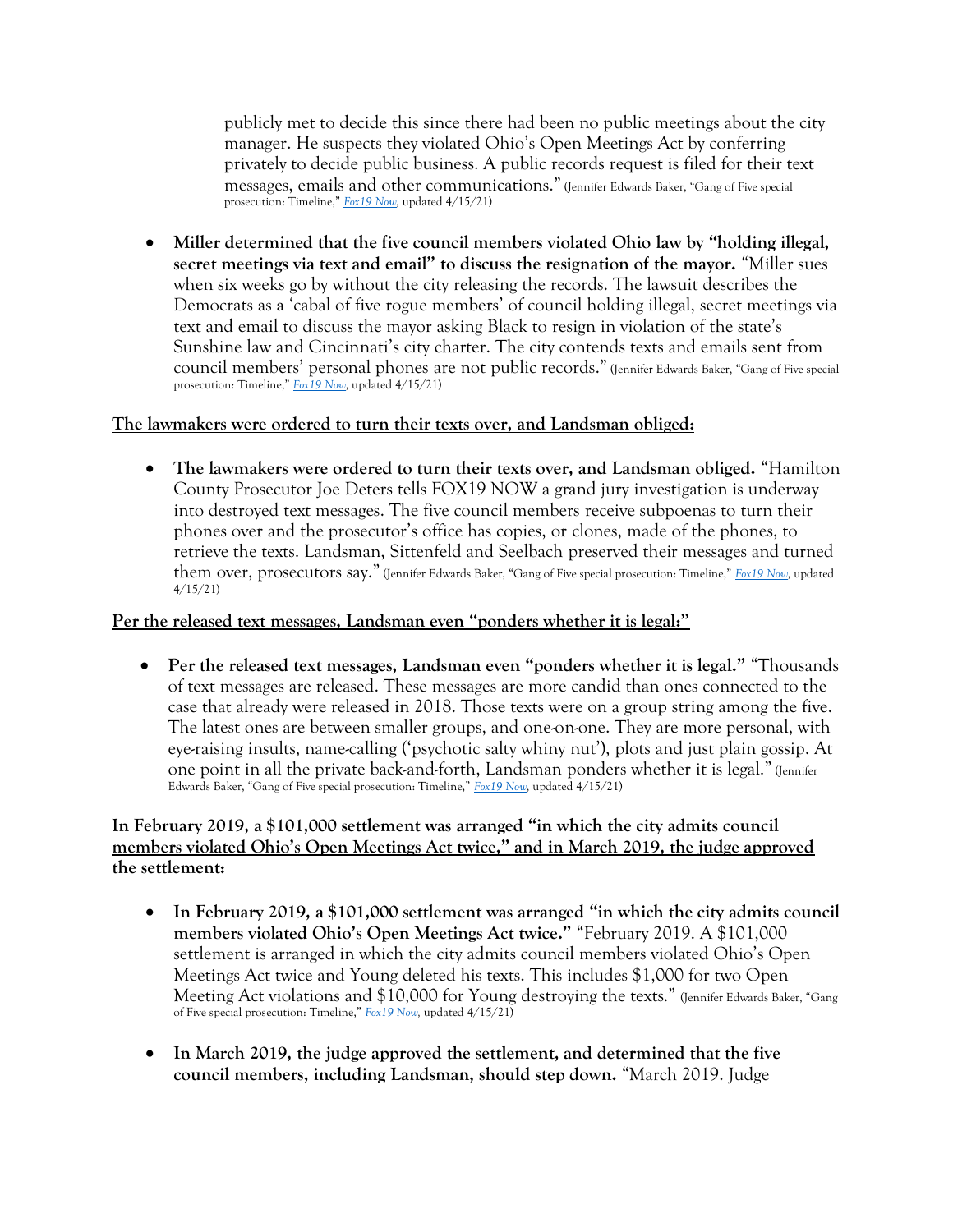publicly met to decide this since there had been no public meetings about the city manager. He suspects they violated Ohio's Open Meetings Act by conferring privately to decide public business. A public records request is filed for their text messages, emails and other communications." (Jennifer Edwards Baker, "Gang of Five special prosecution: Timeline," *Fox19 Now*, updated 4/15/21)

- **Miller determined that the five council members violated Ohio law by "holding illegal, secret meetings via text and email" to discuss the resignation of the mayor.** "Miller sues when six weeks go by without the city releasing the records. The lawsuit describes the Democrats as a 'cabal of five rogue members' of council holding illegal, secret meetings via text and email to discuss the mayor asking Black to resign in violation of the state's Sunshine law and Cincinnati's city charter. The city contends texts and emails sent from council members' personal phones are not public records." (Jennifer Edwards Baker, "Gang of Five special prosecution: Timeline," *Fox19 Now*, updated 4/15/21)

**The lawmakers were ordered to turn their texts over, and Landsman obliged:**

- **The lawmakers were ordered to turn their texts over, and Landsman obliged.** "Hamilton County Prosecutor Joe Deters tells FOX19 NOW a grand jury investigation is underway into destroyed text messages. The five council members receive subpoenas to turn their phones over and the prosecutor's office has copies, or clones, made of the phones, to retrieve the texts. Landsman, Sittenfeld and Seelbach preserved their messages and turned them over, prosecutors say." (Jennifer Edwards Baker, "Gang of Five special prosecution: Timeline," *Fox19 Now*, updated 4/15/21)

**Per the released text messages, Landsman even "ponders whether it is legal:"**

- **Per the released text messages, Landsman even "ponders whether it is legal."** "Thousands of text messages are released. These messages are more candid than ones connected to the case that already were released in 2018. Those texts were on a group string among the five. The latest ones are between smaller groups, and one-on-one. They are more personal, with eye-raising insults, name-calling ('psychotic salty whiny nut'), plots and just plain gossip. At one point in all the private back-and-forth, Landsman ponders whether it is legal." (Jennifer Edwards Baker, "Gang of Five special prosecution: Timeline," *Fox19 Now*, updated 4/15/21)

**In February 2019, a $101,000 settlement was arranged "in which the city admits council members violated Ohio's Open Meetings Act twice," and in March 2019, the judge approved the settlement:**

- **In February 2019, a $101,000 settlement was arranged "in which the city admits council members violated Ohio's Open Meetings Act twice."** "February 2019. A $101,000 settlement is arranged in which the city admits council members violated Ohio's Open Meetings Act twice and Young deleted his texts. This includes $1,000 for two Open Meeting Act violations and $10,000 for Young destroying the texts." (Jennifer Edwards Baker, "Gang of Five special prosecution: Timeline," *Fox19 Now*, updated 4/15/21)

- **In March 2019, the judge approved the settlement, and determined that the five council members, including Landsman, should step down.** "March 2019. Judge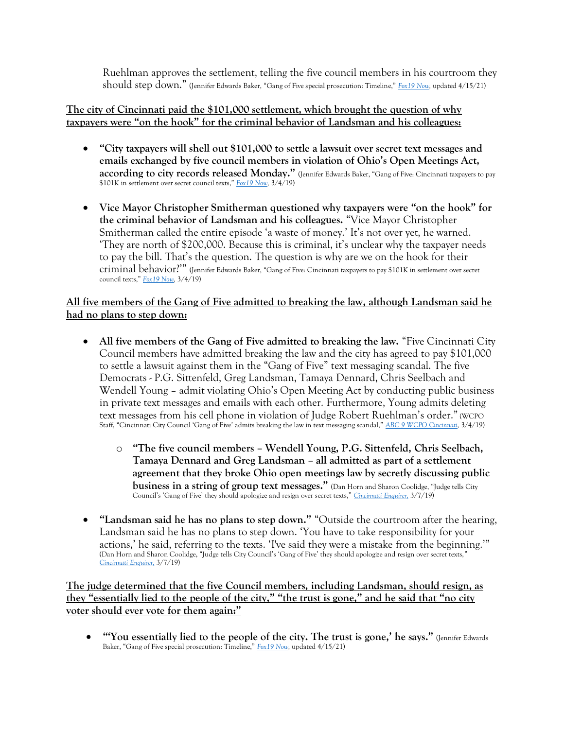Ruehlman approves the settlement, telling the five council members in his courtroom they should step down." (Jennifer Edwards Baker, "Gang of Five special prosecution: Timeline," *Fox19 Now*, updated 4/15/21)

**The city of Cincinnati paid the $101,000 settlement, which brought the question of why taxpayers were "on the hook" for the criminal behavior of Landsman and his colleagues:**

- **"City taxpayers will shell out $101,000 to settle a lawsuit over secret text messages and emails exchanged by five council members in violation of Ohio's Open Meetings Act, according to city records released Monday."** (Jennifer Edwards Baker, "Gang of Five: Cincinnati taxpayers to pay $101K in settlement over secret council texts," *Fox19 Now*, 3/4/19)

- **Vice Mayor Christopher Smitherman questioned why taxpayers were "on the hook" for the criminal behavior of Landsman and his colleagues.** "Vice Mayor Christopher Smitherman called the entire episode 'a waste of money.' It's not over yet, he warned. 'They are north of $200,000. Because this is criminal, it's unclear why the taxpayer needs to pay the bill. That's the question. The question is why are we on the hook for their criminal behavior?'" (Jennifer Edwards Baker, "Gang of Five: Cincinnati taxpayers to pay $101K in settlement over secret council texts," *Fox19 Now*, 3/4/19)

**All five members of the Gang of Five admitted to breaking the law, although Landsman said he had no plans to step down:**

- **All five members of the Gang of Five admitted to breaking the law.** "Five Cincinnati City Council members have admitted breaking the law and the city has agreed to pay $101,000 to settle a lawsuit against them in the "Gang of Five" text messaging scandal. The five Democrats - P.G. Sittenfeld, Greg Landsman, Tamaya Dennard, Chris Seelbach and Wendell Young – admit violating Ohio's Open Meeting Act by conducting public business in private text messages and emails with each other. Furthermore, Young admits deleting text messages from his cell phone in violation of Judge Robert Ruehlman's order." (WCPO Staff, "Cincinnati City Council 'Gang of Five' admits breaking the law in text messaging scandal," *ABC 9 WCPO Cincinnati*, 3/4/19)
  - **"The five council members – Wendell Young, P.G. Sittenfeld, Chris Seelbach, Tamaya Dennard and Greg Landsman – all admitted as part of a settlement agreement that they broke Ohio open meetings law by secretly discussing public business in a string of group text messages."** (Dan Horn and Sharon Coolidge, "Judge tells City Council's 'Gang of Five' they should apologize and resign over secret texts," *Cincinnati Enquirer*, 3/7/19)

- **"Landsman said he has no plans to step down."** "Outside the courtroom after the hearing, Landsman said he has no plans to step down. 'You have to take responsibility for your actions,' he said, referring to the texts. 'I've said they were a mistake from the beginning.'" (Dan Horn and Sharon Coolidge, "Judge tells City Council's 'Gang of Five' they should apologize and resign over secret texts," *Cincinnati Enquirer*, 3/7/19)

**The judge determined that the five Council members, including Landsman, should resign, as they "essentially lied to the people of the city," "the trust is gone," and he said that "no city voter should ever vote for them again:"**

- **"'You essentially lied to the people of the city. The trust is gone,' he says."** (Jennifer Edwards Baker, "Gang of Five special prosecution: Timeline," *Fox19 Now*, updated 4/15/21)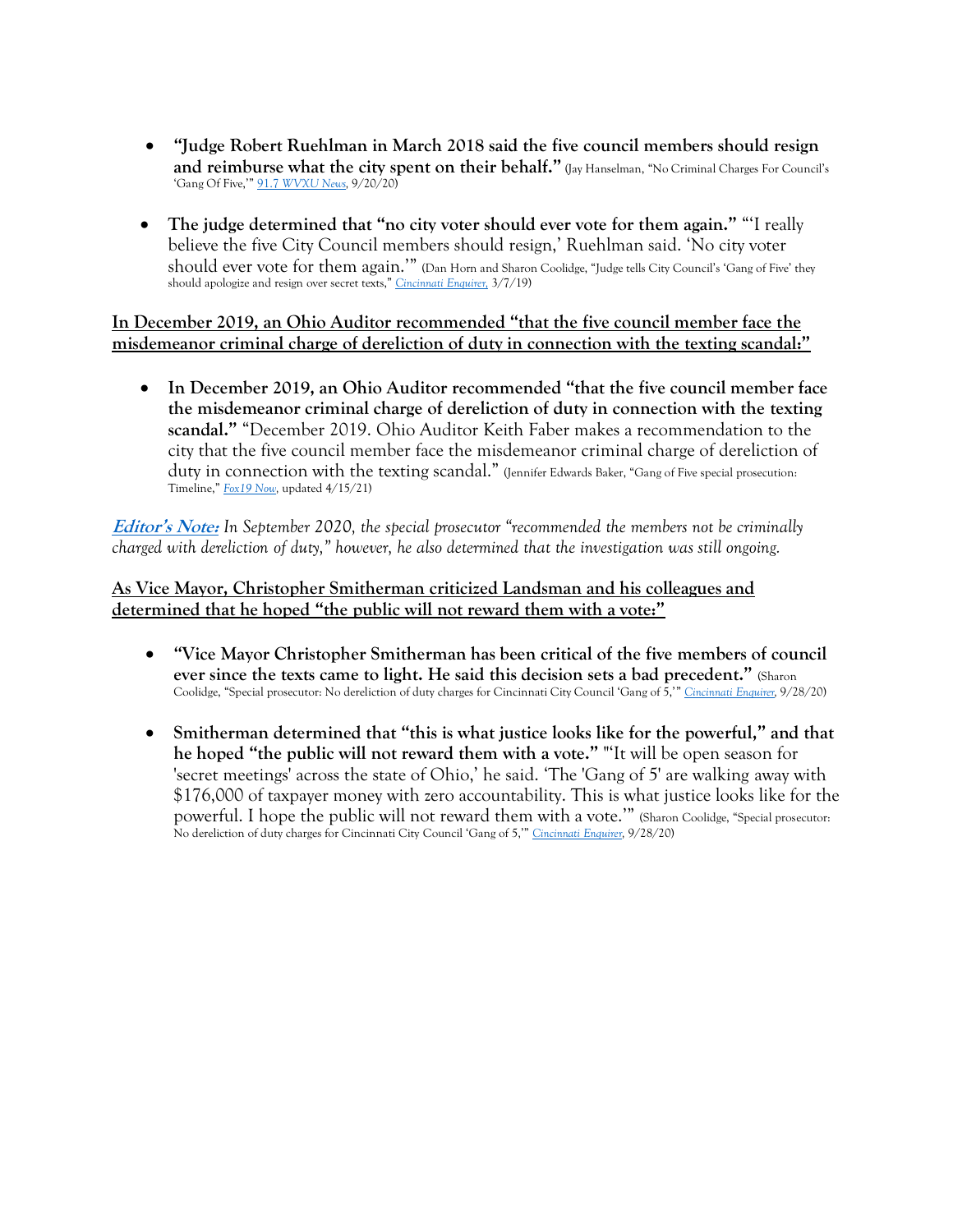- **"Judge Robert Ruehlman in March 2018 said the five council members should resign and reimburse what the city spent on their behalf."** (Jay Hanselman, "No Criminal Charges For Council's 'Gang Of Five,'" *91.7 WVXU News*, 9/20/20)

- **The judge determined that "no city voter should ever vote for them again."** "'I really believe the five City Council members should resign,' Ruehlman said. 'No city voter should ever vote for them again.'" (Dan Horn and Sharon Coolidge, "Judge tells City Council's 'Gang of Five' they should apologize and resign over secret texts," *Cincinnati Enquirer*, 3/7/19)

<u>**In December 2019, an Ohio Auditor recommended "that the five council member face the misdemeanor criminal charge of dereliction of duty in connection with the texting scandal:"**</u>

- **In December 2019, an Ohio Auditor recommended "that the five council member face the misdemeanor criminal charge of dereliction of duty in connection with the texting scandal."** "December 2019. Ohio Auditor Keith Faber makes a recommendation to the city that the five council member face the misdemeanor criminal charge of dereliction of duty in connection with the texting scandal." (Jennifer Edwards Baker, "Gang of Five special prosecution: Timeline," *Fox19 Now*, updated 4/15/21)

***Editor's Note:*** *In September 2020, the special prosecutor "recommended the members not be criminally charged with dereliction of duty," however, he also determined that the investigation was still ongoing.*

<u>**As Vice Mayor, Christopher Smitherman criticized Landsman and his colleagues and determined that he hoped "the public will not reward them with a vote:"**</u>

- **"Vice Mayor Christopher Smitherman has been critical of the five members of council ever since the texts came to light. He said this decision sets a bad precedent."** (Sharon Coolidge, "Special prosecutor: No dereliction of duty charges for Cincinnati City Council 'Gang of 5,'" *Cincinnati Enquirer*, 9/28/20)

- **Smitherman determined that "this is what justice looks like for the powerful," and that he hoped "the public will not reward them with a vote."** "'It will be open season for 'secret meetings' across the state of Ohio,' he said. 'The 'Gang of 5' are walking away with $176,000 of taxpayer money with zero accountability. This is what justice looks like for the powerful. I hope the public will not reward them with a vote.'" (Sharon Coolidge, "Special prosecutor: No dereliction of duty charges for Cincinnati City Council 'Gang of 5,'" *Cincinnati Enquirer*, 9/28/20)